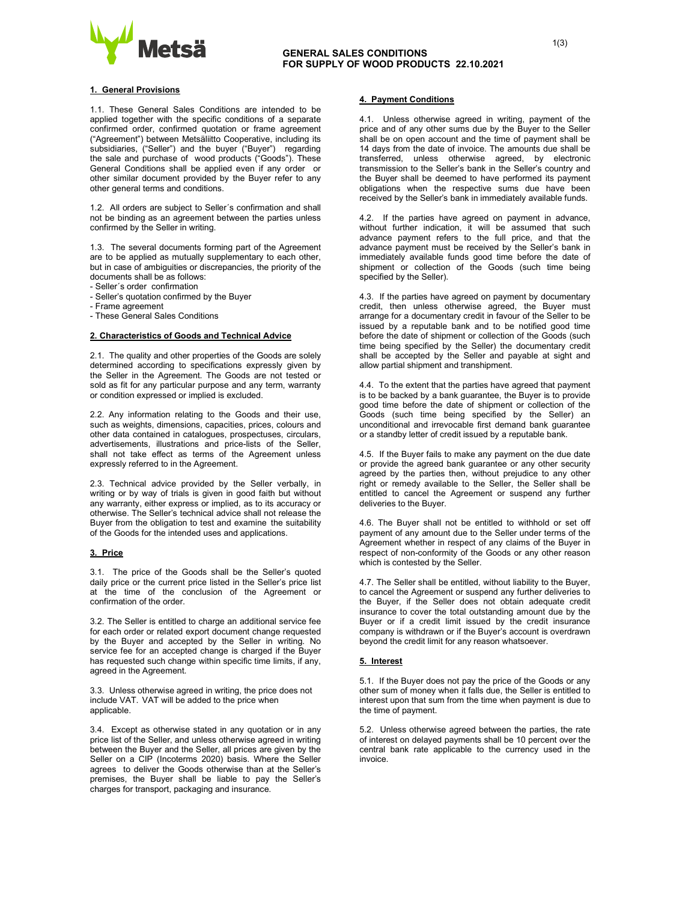# GENERAL SALES CONDITIONS FOR SUPPLY OF WOOD PRODUCTS 22.10.2021

## 1. General Provisions

1.1. These General Sales Conditions are intended to be applied together with the specific conditions of a separate confirmed order, confirmed quotation or frame agreement ("Agreement") between Metsäliitto Cooperative, including its subsidiaries, ("Seller") and the buyer ("Buyer") regarding the sale and purchase of wood products ("Goods"). These General Conditions shall be applied even if any order or other similar document provided by the Buyer refer to any other general terms and conditions.

1.2. All orders are subject to Seller´s confirmation and shall not be binding as an agreement between the parties unless confirmed by the Seller in writing.

1.3. The several documents forming part of the Agreement are to be applied as mutually supplementary to each other, but in case of ambiguities or discrepancies, the priority of the documents shall be as follows:

- Seller´s order confirmation
- Seller's quotation confirmed by the Buyer
- Frame agreement
- These General Sales Conditions

## 2. Characteristics of Goods and Technical Advice

2.1. The quality and other properties of the Goods are solely determined according to specifications expressly given by the Seller in the Agreement. The Goods are not tested or sold as fit for any particular purpose and any term, warranty or condition expressed or implied is excluded.

2.2. Any information relating to the Goods and their use, such as weights, dimensions, capacities, prices, colours and other data contained in catalogues, prospectuses, circulars, advertisements, illustrations and price-lists of the Seller, shall not take effect as terms of the Agreement unless expressly referred to in the Agreement.

2.3. Technical advice provided by the Seller verbally, in writing or by way of trials is given in good faith but without any warranty, either express or implied, as to its accuracy or otherwise. The Seller's technical advice shall not release the Buyer from the obligation to test and examine the suitability of the Goods for the intended uses and applications.

## 3. Price

3.1. The price of the Goods shall be the Seller's quoted daily price or the current price listed in the Seller's price list at the time of the conclusion of the Agreement or confirmation of the order.

3.2. The Seller is entitled to charge an additional service fee for each order or related export document change requested by the Buyer and accepted by the Seller in writing. No service fee for an accepted change is charged if the Buyer has requested such change within specific time limits, if any, agreed in the Agreement.

3.3. Unless otherwise agreed in writing, the price does not include VAT. VAT will be added to the price when applicable.

3.4. Except as otherwise stated in any quotation or in any price list of the Seller, and unless otherwise agreed in writing between the Buyer and the Seller, all prices are given by the Seller on a CIP (Incoterms 2020) basis. Where the Seller agrees to deliver the Goods otherwise than at the Seller's premises, the Buyer shall be liable to pay the Seller's charges for transport, packaging and insurance.

## 4. Payment Conditions

4.1. Unless otherwise agreed in writing, payment of the price and of any other sums due by the Buyer to the Seller shall be on open account and the time of payment shall be 14 days from the date of invoice. The amounts due shall be transferred, unless otherwise agreed, by electronic transmission to the Seller's bank in the Seller's country and the Buyer shall be deemed to have performed its payment obligations when the respective sums due have been received by the Seller's bank in immediately available funds.

4.2. If the parties have agreed on payment in advance, without further indication, it will be assumed that such advance payment refers to the full price, and that the advance payment must be received by the Seller's bank in immediately available funds good time before the date of shipment or collection of the Goods (such time being specified by the Seller).

4.3. If the parties have agreed on payment by documentary credit, then unless otherwise agreed, the Buyer must arrange for a documentary credit in favour of the Seller to be issued by a reputable bank and to be notified good time before the date of shipment or collection of the Goods (such time being specified by the Seller) the documentary credit shall be accepted by the Seller and payable at sight and allow partial shipment and transhipment.

4.4. To the extent that the parties have agreed that payment is to be backed by a bank guarantee, the Buyer is to provide good time before the date of shipment or collection of the Goods (such time being specified by the Seller) an unconditional and irrevocable first demand bank guarantee or a standby letter of credit issued by a reputable bank.

4.5. If the Buyer fails to make any payment on the due date or provide the agreed bank guarantee or any other security agreed by the parties then, without prejudice to any other right or remedy available to the Seller, the Seller shall be entitled to cancel the Agreement or suspend any further deliveries to the Buyer.

4.6. The Buyer shall not be entitled to withhold or set off payment of any amount due to the Seller under terms of the Agreement whether in respect of any claims of the Buyer in respect of non-conformity of the Goods or any other reason which is contested by the Seller.

4.7. The Seller shall be entitled, without liability to the Buyer, to cancel the Agreement or suspend any further deliveries to the Buyer, if the Seller does not obtain adequate credit insurance to cover the total outstanding amount due by the Buyer or if a credit limit issued by the credit insurance company is withdrawn or if the Buyer's account is overdrawn beyond the credit limit for any reason whatsoever.

## 5. Interest

5.1. If the Buyer does not pay the price of the Goods or any other sum of money when it falls due, the Seller is entitled to interest upon that sum from the time when payment is due to the time of payment.

5.2. Unless otherwise agreed between the parties, the rate of interest on delayed payments shall be 10 percent over the central bank rate applicable to the currency used in the invoice.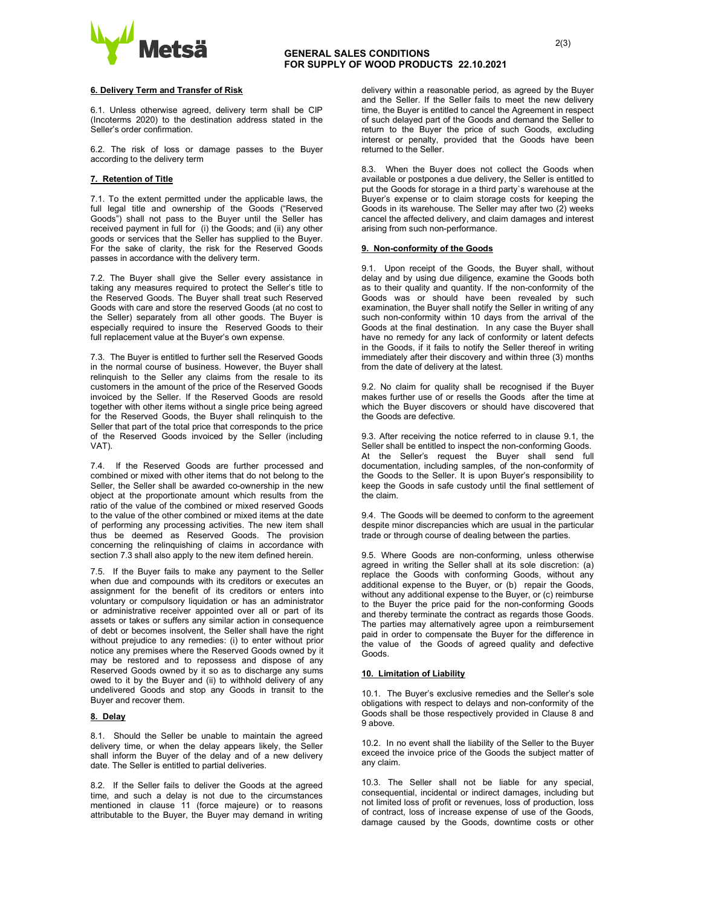## 6. Delivery Term and Transfer of Risk

6.1. Unless otherwise agreed, delivery term shall be CIP (Incoterms 2020) to the destination address stated in the Seller's order confirmation.

6.2. The risk of loss or damage passes to the Buyer according to the delivery term

## 7. Retention of Title

7.1. To the extent permitted under the applicable laws, the full legal title and ownership of the Goods ("Reserved Goods") shall not pass to the Buyer until the Seller has received payment in full for (i) the Goods; and (ii) any other goods or services that the Seller has supplied to the Buyer. For the sake of clarity, the risk for the Reserved Goods passes in accordance with the delivery term.

7.2. The Buyer shall give the Seller every assistance in taking any measures required to protect the Seller's title to the Reserved Goods. The Buyer shall treat such Reserved Goods with care and store the reserved Goods (at no cost to the Seller) separately from all other goods. The Buyer is especially required to insure the Reserved Goods to their full replacement value at the Buyer's own expense.

7.3. The Buyer is entitled to further sell the Reserved Goods in the normal course of business. However, the Buyer shall relinquish to the Seller any claims from the resale to its customers in the amount of the price of the Reserved Goods invoiced by the Seller. If the Reserved Goods are resold together with other items without a single price being agreed for the Reserved Goods, the Buyer shall relinquish to the Seller that part of the total price that corresponds to the price of the Reserved Goods invoiced by the Seller (including VAT).

7.4. If the Reserved Goods are further processed and combined or mixed with other items that do not belong to the Seller, the Seller shall be awarded co-ownership in the new object at the proportionate amount which results from the ratio of the value of the combined or mixed reserved Goods to the value of the other combined or mixed items at the date of performing any processing activities. The new item shall thus be deemed as Reserved Goods. The provision concerning the relinquishing of claims in accordance with section 7.3 shall also apply to the new item defined herein.

7.5. If the Buyer fails to make any payment to the Seller when due and compounds with its creditors or executes an assignment for the benefit of its creditors or enters into voluntary or compulsory liquidation or has an administrator or administrative receiver appointed over all or part of its assets or takes or suffers any similar action in consequence of debt or becomes insolvent, the Seller shall have the right without prejudice to any remedies: (i) to enter without prior notice any premises where the Reserved Goods owned by it may be restored and to repossess and dispose of any Reserved Goods owned by it so as to discharge any sums owed to it by the Buyer and (ii) to withhold delivery of any undelivered Goods and stop any Goods in transit to the Buyer and recover them.

## 8. Delay

8.1. Should the Seller be unable to maintain the agreed delivery time, or when the delay appears likely, the Seller shall inform the Buyer of the delay and of a new delivery date. The Seller is entitled to partial deliveries.

8.2. If the Seller fails to deliver the Goods at the agreed time, and such a delay is not due to the circumstances mentioned in clause 11 (force majeure) or to reasons attributable to the Buyer, the Buyer may demand in writing delivery within a reasonable period, as agreed by the Buyer and the Seller. If the Seller fails to meet the new delivery time, the Buyer is entitled to cancel the Agreement in respect of such delayed part of the Goods and demand the Seller to return to the Buyer the price of such Goods, excluding interest or penalty, provided that the Goods have been returned to the Seller.

8.3. When the Buyer does not collect the Goods when available or postpones a due delivery, the Seller is entitled to put the Goods for storage in a third party`s warehouse at the Buyer's expense or to claim storage costs for keeping the Goods in its warehouse. The Seller may after two (2) weeks cancel the affected delivery, and claim damages and interest arising from such non-performance.

## 9. Non-conformity of the Goods

9.1. Upon receipt of the Goods, the Buyer shall, without delay and by using due diligence, examine the Goods both as to their quality and quantity. If the non-conformity of the Goods was or should have been revealed by such examination, the Buyer shall notify the Seller in writing of any such non-conformity within 10 days from the arrival of the Goods at the final destination. In any case the Buyer shall have no remedy for any lack of conformity or latent defects in the Goods, if it fails to notify the Seller thereof in writing immediately after their discovery and within three (3) months from the date of delivery at the latest.

9.2. No claim for quality shall be recognised if the Buyer makes further use of or resells the Goods after the time at which the Buyer discovers or should have discovered that the Goods are defective.

9.3. After receiving the notice referred to in clause 9.1, the Seller shall be entitled to inspect the non-conforming Goods. At the Seller's request the Buyer shall send full documentation, including samples, of the non-conformity of the Goods to the Seller. It is upon Buyer's responsibility to keep the Goods in safe custody until the final settlement of the claim.

9.4. The Goods will be deemed to conform to the agreement despite minor discrepancies which are usual in the particular trade or through course of dealing between the parties.

9.5. Where Goods are non-conforming, unless otherwise agreed in writing the Seller shall at its sole discretion: (a) replace the Goods with conforming Goods, without any additional expense to the Buyer, or (b) repair the Goods, without any additional expense to the Buyer, or (c) reimburse to the Buyer the price paid for the non-conforming Goods and thereby terminate the contract as regards those Goods. The parties may alternatively agree upon a reimbursement paid in order to compensate the Buyer for the difference in the value of the Goods of agreed quality and defective Goods.

## 10. Limitation of Liability

10.1. The Buyer's exclusive remedies and the Seller's sole obligations with respect to delays and non-conformity of the Goods shall be those respectively provided in Clause 8 and 9 above.

10.2. In no event shall the liability of the Seller to the Buyer exceed the invoice price of the Goods the subject matter of any claim.

10.3. The Seller shall not be liable for any special, consequential, incidental or indirect damages, including but not limited loss of profit or revenues, loss of production, loss of contract, loss of increase expense of use of the Goods, damage caused by the Goods, downtime costs or other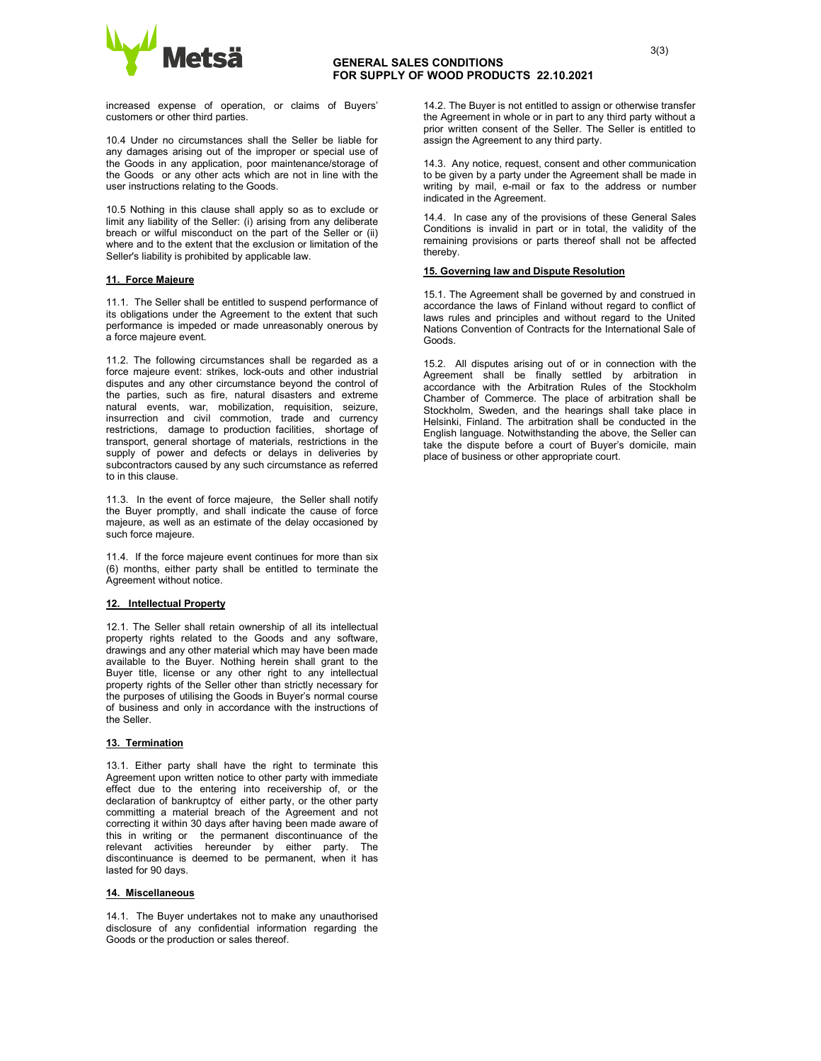increased expense of operation, or claims of Buyers' customers or other third parties.

10.4 Under no circumstances shall the Seller be liable for any damages arising out of the improper or special use of the Goods in any application, poor maintenance/storage of the Goods or any other acts which are not in line with the user instructions relating to the Goods.

10.5 Nothing in this clause shall apply so as to exclude or limit any liability of the Seller: (i) arising from any deliberate breach or wilful misconduct on the part of the Seller or (ii) where and to the extent that the exclusion or limitation of the Seller's liability is prohibited by applicable law.

## 11. Force Majeure

11.1. The Seller shall be entitled to suspend performance of its obligations under the Agreement to the extent that such performance is impeded or made unreasonably onerous by a force majeure event.

11.2. The following circumstances shall be regarded as a force majeure event: strikes, lock-outs and other industrial disputes and any other circumstance beyond the control of the parties, such as fire, natural disasters and extreme natural events, war, mobilization, requisition, seizure, insurrection and civil commotion, trade and currency restrictions, damage to production facilities, shortage of transport, general shortage of materials, restrictions in the supply of power and defects or delays in deliveries by subcontractors caused by any such circumstance as referred to in this clause.

11.3. In the event of force majeure, the Seller shall notify the Buyer promptly, and shall indicate the cause of force majeure, as well as an estimate of the delay occasioned by such force majeure.

11.4. If the force majeure event continues for more than six (6) months, either party shall be entitled to terminate the Agreement without notice.

## 12. Intellectual Property

12.1. The Seller shall retain ownership of all its intellectual property rights related to the Goods and any software, drawings and any other material which may have been made available to the Buyer. Nothing herein shall grant to the Buyer title, license or any other right to any intellectual property rights of the Seller other than strictly necessary for the purposes of utilising the Goods in Buyer's normal course of business and only in accordance with the instructions of the Seller.

## 13. Termination

13.1. Either party shall have the right to terminate this Agreement upon written notice to other party with immediate effect due to the entering into receivership of, or the declaration of bankruptcy of either party, or the other party committing a material breach of the Agreement and not correcting it within 30 days after having been made aware of this in writing or the permanent discontinuance of the relevant activities hereunder by either party. The discontinuance is deemed to be permanent, when it has lasted for 90 days.

## 14. Miscellaneous

14.1. The Buyer undertakes not to make any unauthorised disclosure of any confidential information regarding the Goods or the production or sales thereof.

14.2. The Buyer is not entitled to assign or otherwise transfer the Agreement in whole or in part to any third party without a prior written consent of the Seller. The Seller is entitled to assign the Agreement to any third party.

14.3. Any notice, request, consent and other communication to be given by a party under the Agreement shall be made in writing by mail, e-mail or fax to the address or number indicated in the Agreement.

14.4. In case any of the provisions of these General Sales Conditions is invalid in part or in total, the validity of the remaining provisions or parts thereof shall not be affected thereby.

## 15. Governing law and Dispute Resolution

15.1. The Agreement shall be governed by and construed in accordance the laws of Finland without regard to conflict of laws rules and principles and without regard to the United Nations Convention of Contracts for the International Sale of Goods.

15.2. All disputes arising out of or in connection with the Agreement shall be finally settled by arbitration in accordance with the Arbitration Rules of the Stockholm Chamber of Commerce. The place of arbitration shall be Stockholm, Sweden, and the hearings shall take place in Helsinki, Finland. The arbitration shall be conducted in the English language. Notwithstanding the above, the Seller can take the dispute before a court of Buyer's domicile, main place of business or other appropriate court.